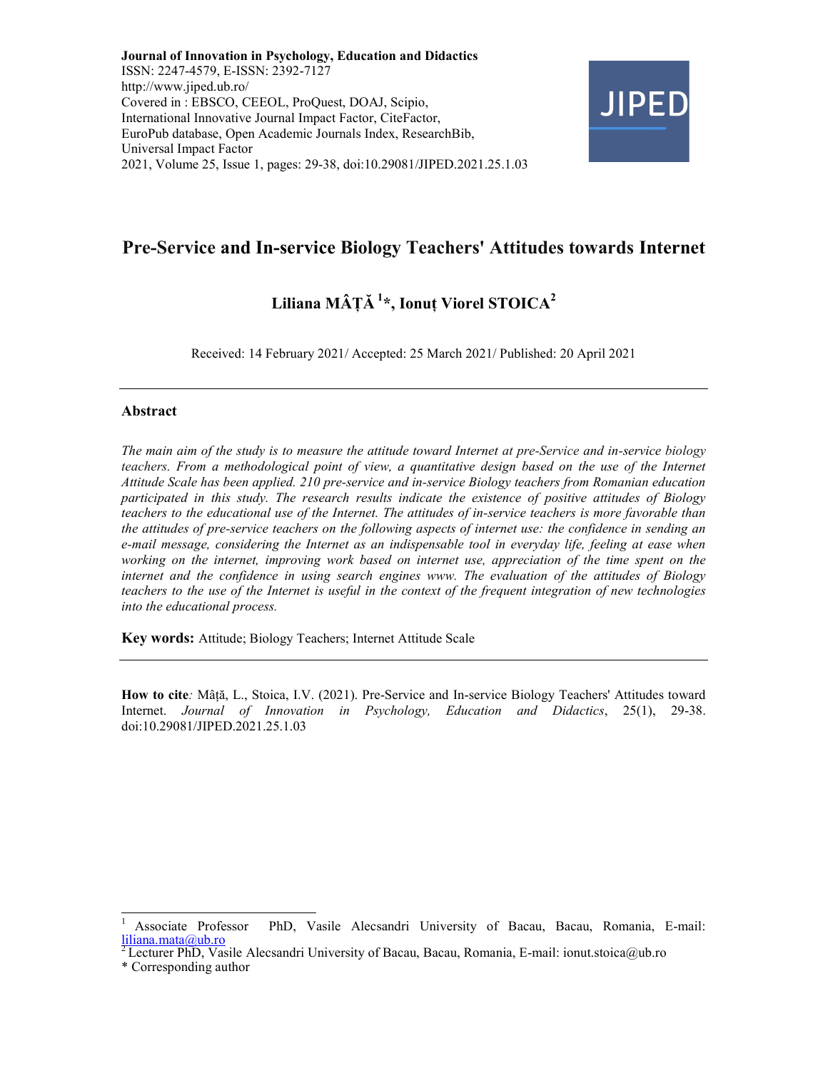**Journal of Innovation in Psychology, Education and Didactics**
ISSN: 2247-4579, E-ISSN: 2392-7127
http://www.jiped.ub.ro/
Covered in : EBSCO, CEEOL, ProQuest, DOAJ, Scipio, International Innovative Journal Impact Factor, CiteFactor, EuroPub database, Open Academic Journals Index, ResearchBib, Universal Impact Factor
2021, Volume 25, Issue 1, pages: 29-38, doi:10.29081/JIPED.2021.25.1.03

# Pre-Service and In-service Biology Teachers' Attitudes towards Internet

**Liliana MÂȚĂ [1]*, Ionuț Viorel STOICA[2]**

Received: 14 February 2021/ Accepted: 25 March 2021/ Published: 20 April 2021

---

## Abstract

*The main aim of the study is to measure the attitude toward Internet at pre-Service and in-service biology teachers. From a methodological point of view, a quantitative design based on the use of the Internet Attitude Scale has been applied. 210 pre-service and in-service Biology teachers from Romanian education participated in this study. The research results indicate the existence of positive attitudes of Biology teachers to the educational use of the Internet. The attitudes of in-service teachers is more favorable than the attitudes of pre-service teachers on the following aspects of internet use: the confidence in sending an e-mail message, considering the Internet as an indispensable tool in everyday life, feeling at ease when working on the internet, improving work based on internet use, appreciation of the time spent on the internet and the confidence in using search engines www. The evaluation of the attitudes of Biology teachers to the use of the Internet is useful in the context of the frequent integration of new technologies into the educational process.*

**Key words:** Attitude; Biology Teachers; Internet Attitude Scale

---

**How to cite***:* Mâță, L., Stoica, I.V. (2021). Pre-Service and In-service Biology Teachers' Attitudes toward Internet. *Journal of Innovation in Psychology, Education and Didactics*, 25(1), 29-38. doi:10.29081/JIPED.2021.25.1.03

---

[1] Associate Professor PhD, Vasile Alecsandri University of Bacau, Bacau, Romania, E-mail: liliana.mata@ub.ro
[2] Lecturer PhD, Vasile Alecsandri University of Bacau, Bacau, Romania, E-mail: ionut.stoica@ub.ro
* Corresponding author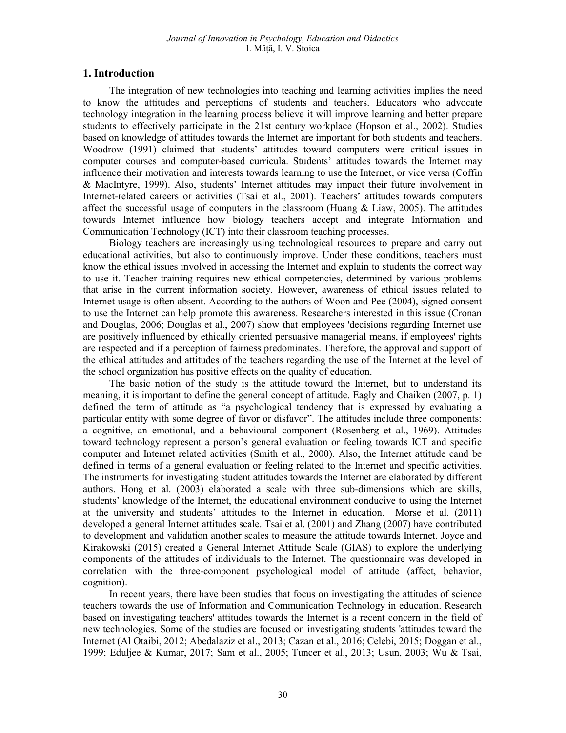## 1. Introduction

The integration of new technologies into teaching and learning activities implies the need to know the attitudes and perceptions of students and teachers. Educators who advocate technology integration in the learning process believe it will improve learning and better prepare students to effectively participate in the 21st century workplace (Hopson et al., 2002). Studies based on knowledge of attitudes towards the Internet are important for both students and teachers. Woodrow (1991) claimed that students' attitudes toward computers were critical issues in computer courses and computer-based curricula. Students' attitudes towards the Internet may influence their motivation and interests towards learning to use the Internet, or vice versa (Coffin & MacIntyre, 1999). Also, students' Internet attitudes may impact their future involvement in Internet-related careers or activities (Tsai et al., 2001). Teachers' attitudes towards computers affect the successful usage of computers in the classroom (Huang & Liaw, 2005). The attitudes towards Internet influence how biology teachers accept and integrate Information and Communication Technology (ICT) into their classroom teaching processes.

Biology teachers are increasingly using technological resources to prepare and carry out educational activities, but also to continuously improve. Under these conditions, teachers must know the ethical issues involved in accessing the Internet and explain to students the correct way to use it. Teacher training requires new ethical competencies, determined by various problems that arise in the current information society. However, awareness of ethical issues related to Internet usage is often absent. According to the authors of Woon and Pee (2004), signed consent to use the Internet can help promote this awareness. Researchers interested in this issue (Cronan and Douglas, 2006; Douglas et al., 2007) show that employees 'decisions regarding Internet use are positively influenced by ethically oriented persuasive managerial means, if employees' rights are respected and if a perception of fairness predominates. Therefore, the approval and support of the ethical attitudes and attitudes of the teachers regarding the use of the Internet at the level of the school organization has positive effects on the quality of education.

The basic notion of the study is the attitude toward the Internet, but to understand its meaning, it is important to define the general concept of attitude. Eagly and Chaiken (2007, p. 1) defined the term of attitude as "a psychological tendency that is expressed by evaluating a particular entity with some degree of favor or disfavor". The attitudes include three components: a cognitive, an emotional, and a behavioural component (Rosenberg et al., 1969). Attitudes toward technology represent a person's general evaluation or feeling towards ICT and specific computer and Internet related activities (Smith et al., 2000). Also, the Internet attitude cand be defined in terms of a general evaluation or feeling related to the Internet and specific activities. The instruments for investigating student attitudes towards the Internet are elaborated by different authors. Hong et al. (2003) elaborated a scale with three sub-dimensions which are skills, students' knowledge of the Internet, the educational environment conducive to using the Internet at the university and students' attitudes to the Internet in education. Morse et al. (2011) developed a general Internet attitudes scale. Tsai et al. (2001) and Zhang (2007) have contributed to development and validation another scales to measure the attitude towards Internet. Joyce and Kirakowski (2015) created a General Internet Attitude Scale (GIAS) to explore the underlying components of the attitudes of individuals to the Internet. The questionnaire was developed in correlation with the three-component psychological model of attitude (affect, behavior, cognition).

In recent years, there have been studies that focus on investigating the attitudes of science teachers towards the use of Information and Communication Technology in education. Research based on investigating teachers' attitudes towards the Internet is a recent concern in the field of new technologies. Some of the studies are focused on investigating students 'attitudes toward the Internet (Al Otaibi, 2012; Abedalaziz et al., 2013; Cazan et al., 2016; Celebi, 2015; Doggan et al., 1999; Eduljee & Kumar, 2017; Sam et al., 2005; Tuncer et al., 2013; Usun, 2003; Wu & Tsai,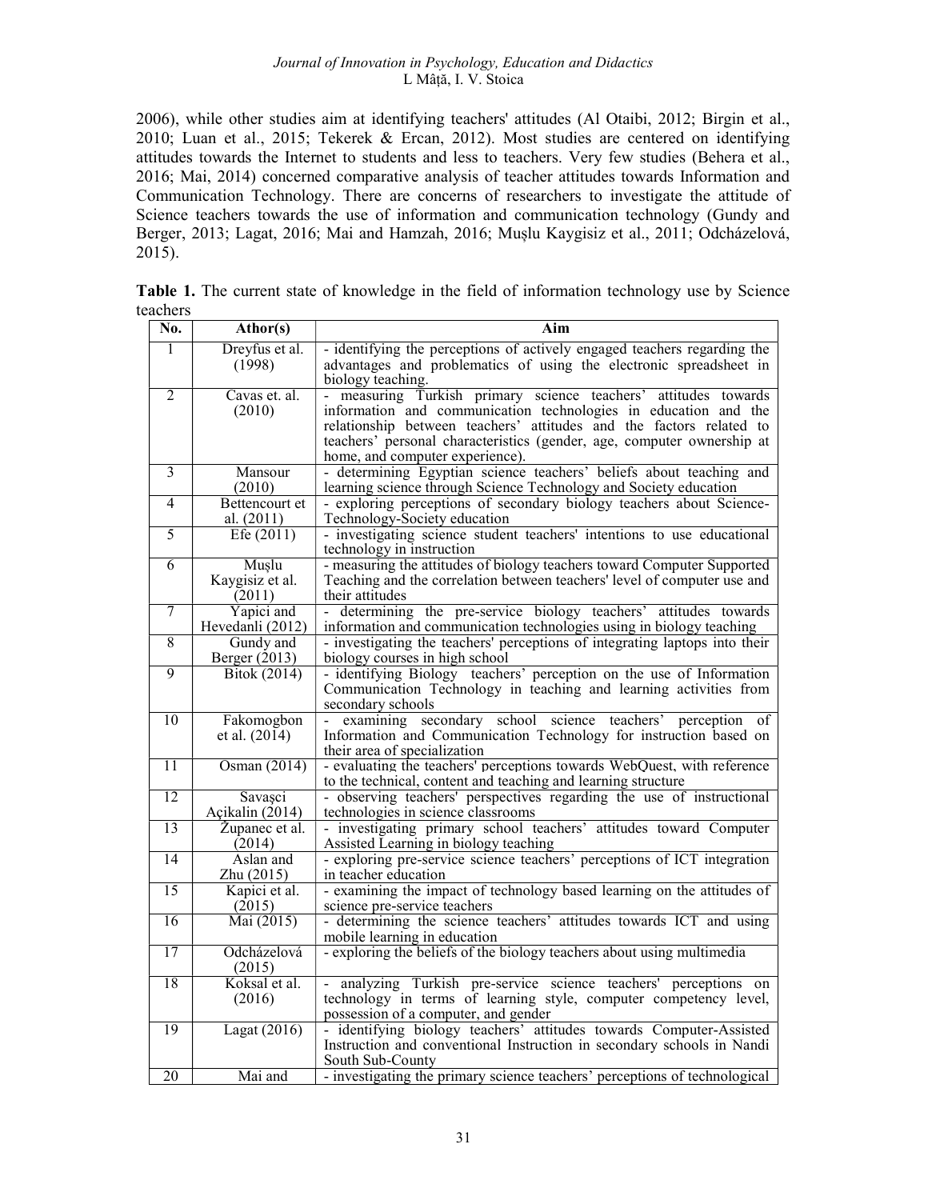2006), while other studies aim at identifying teachers' attitudes (Al Otaibi, 2012; Birgin et al., 2010; Luan et al., 2015; Tekerek & Ercan, 2012). Most studies are centered on identifying attitudes towards the Internet to students and less to teachers. Very few studies (Behera et al., 2016; Mai, 2014) concerned comparative analysis of teacher attitudes towards Information and Communication Technology. There are concerns of researchers to investigate the attitude of Science teachers towards the use of information and communication technology (Gundy and Berger, 2013; Lagat, 2016; Mai and Hamzah, 2016; Muşlu Kaygisiz et al., 2011; Odcházelová, 2015).

**Table 1.** The current state of knowledge in the field of information technology use by Science teachers

| No. | Athor(s) | Aim |
|---|---|---|
| 1 | Dreyfus et al. (1998) | - identifying the perceptions of actively engaged teachers regarding the advantages and problematics of using the electronic spreadsheet in biology teaching. |
| 2 | Cavas et. al. (2010) | - measuring Turkish primary science teachers' attitudes towards information and communication technologies in education and the relationship between teachers' attitudes and the factors related to teachers' personal characteristics (gender, age, computer ownership at home, and computer experience). |
| 3 | Mansour (2010) | - determining Egyptian science teachers' beliefs about teaching and learning science through Science Technology and Society education |
| 4 | Bettencourt et al. (2011) | - exploring perceptions of secondary biology teachers about Science-Technology-Society education |
| 5 | Efe (2011) | - investigating science student teachers' intentions to use educational technology in instruction |
| 6 | Muşlu Kaygisiz et al. (2011) | - measuring the attitudes of biology teachers toward Computer Supported Teaching and the correlation between teachers' level of computer use and their attitudes |
| 7 | Yapici and Hevedanli (2012) | - determining the pre-service biology teachers' attitudes towards information and communication technologies using in biology teaching |
| 8 | Gundy and Berger (2013) | - investigating the teachers' perceptions of integrating laptops into their biology courses in high school |
| 9 | Bitok (2014) | - identifying Biology teachers' perception on the use of Information Communication Technology in teaching and learning activities from secondary schools |
| 10 | Fakomogbon et al. (2014) | - examining secondary school science teachers' perception of Information and Communication Technology for instruction based on their area of specialization |
| 11 | Osman (2014) | - evaluating the teachers' perceptions towards WebQuest, with reference to the technical, content and teaching and learning structure |
| 12 | Savaşci Açikalin (2014) | - observing teachers' perspectives regarding the use of instructional technologies in science classrooms |
| 13 | Županec et al. (2014) | - investigating primary school teachers' attitudes toward Computer Assisted Learning in biology teaching |
| 14 | Aslan and Zhu (2015) | - exploring pre-service science teachers' perceptions of ICT integration in teacher education |
| 15 | Kapici et al. (2015) | - examining the impact of technology based learning on the attitudes of science pre-service teachers |
| 16 | Mai (2015) | - determining the science teachers' attitudes towards ICT and using mobile learning in education |
| 17 | Odcházelová (2015) | - exploring the beliefs of the biology teachers about using multimedia |
| 18 | Koksal et al. (2016) | - analyzing Turkish pre-service science teachers' perceptions on technology in terms of learning style, computer competency level, possession of a computer, and gender |
| 19 | Lagat (2016) | - identifying biology teachers' attitudes towards Computer-Assisted Instruction and conventional Instruction in secondary schools in Nandi South Sub-County |
| 20 | Mai and | - investigating the primary science teachers' perceptions of technological |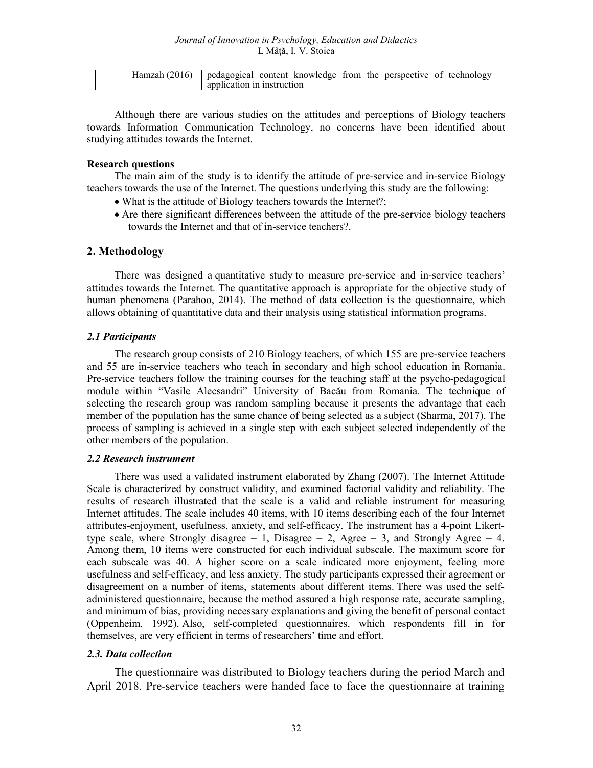|  | Hamzah (2016) | pedagogical content knowledge from the perspective of technology application in instruction |
|---|---|---|

Although there are various studies on the attitudes and perceptions of Biology teachers towards Information Communication Technology, no concerns have been identified about studying attitudes towards the Internet.

**Research questions**

The main aim of the study is to identify the attitude of pre-service and in-service Biology teachers towards the use of the Internet. The questions underlying this study are the following:

- What is the attitude of Biology teachers towards the Internet?;
- Are there significant differences between the attitude of the pre-service biology teachers towards the Internet and that of in-service teachers?.

## 2. Methodology

There was designed a quantitative study to measure pre-service and in-service teachers' attitudes towards the Internet. The quantitative approach is appropriate for the objective study of human phenomena (Parahoo, 2014). The method of data collection is the questionnaire, which allows obtaining of quantitative data and their analysis using statistical information programs.

### *2.1 Participants*

The research group consists of 210 Biology teachers, of which 155 are pre-service teachers and 55 are in-service teachers who teach in secondary and high school education in Romania. Pre-service teachers follow the training courses for the teaching staff at the psycho-pedagogical module within "Vasile Alecsandri" University of Bacău from Romania. The technique of selecting the research group was random sampling because it presents the advantage that each member of the population has the same chance of being selected as a subject (Sharma, 2017). The process of sampling is achieved in a single step with each subject selected independently of the other members of the population.

### *2.2 Research instrument*

There was used a validated instrument elaborated by Zhang (2007). The Internet Attitude Scale is characterized by construct validity, and examined factorial validity and reliability. The results of research illustrated that the scale is a valid and reliable instrument for measuring Internet attitudes. The scale includes 40 items, with 10 items describing each of the four Internet attributes-enjoyment, usefulness, anxiety, and self-efficacy. The instrument has a 4-point Likert-type scale, where Strongly disagree = 1, Disagree = 2, Agree = 3, and Strongly Agree = 4. Among them, 10 items were constructed for each individual subscale. The maximum score for each subscale was 40. A higher score on a scale indicated more enjoyment, feeling more usefulness and self-efficacy, and less anxiety. The study participants expressed their agreement or disagreement on a number of items, statements about different items. There was used the self-administered questionnaire, because the method assured a high response rate, accurate sampling, and minimum of bias, providing necessary explanations and giving the benefit of personal contact (Oppenheim, 1992). Also, self-completed questionnaires, which respondents fill in for themselves, are very efficient in terms of researchers' time and effort.

### *2.3. Data collection*

The questionnaire was distributed to Biology teachers during the period March and April 2018. Pre-service teachers were handed face to face the questionnaire at training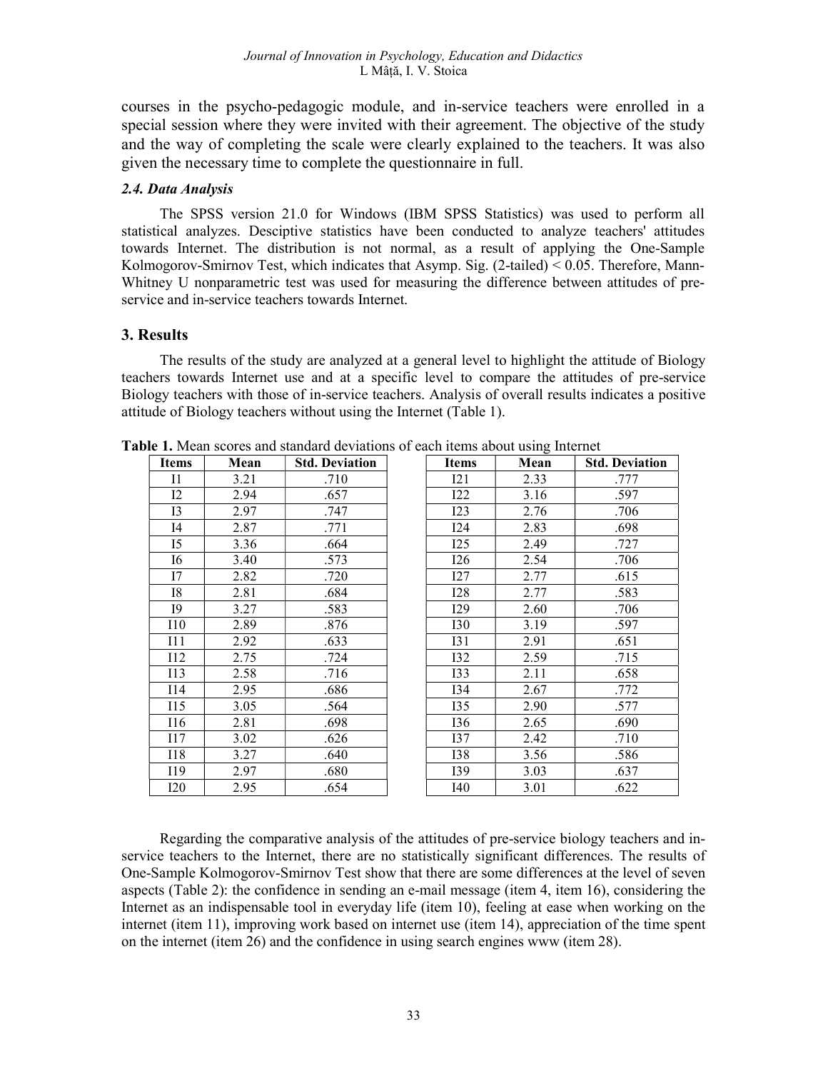courses in the psycho-pedagogic module, and in-service teachers were enrolled in a special session where they were invited with their agreement. The objective of the study and the way of completing the scale were clearly explained to the teachers. It was also given the necessary time to complete the questionnaire in full.

### *2.4. Data Analysis*

The SPSS version 21.0 for Windows (IBM SPSS Statistics) was used to perform all statistical analyzes. Desciptive statistics have been conducted to analyze teachers' attitudes towards Internet. The distribution is not normal, as a result of applying the One-Sample Kolmogorov-Smirnov Test, which indicates that Asymp. Sig. (2-tailed) $< 0.05$. Therefore, Mann-Whitney U nonparametric test was used for measuring the difference between attitudes of pre-service and in-service teachers towards Internet.

## 3. Results

The results of the study are analyzed at a general level to highlight the attitude of Biology teachers towards Internet use and at a specific level to compare the attitudes of pre-service Biology teachers with those of in-service teachers. Analysis of overall results indicates a positive attitude of Biology teachers without using the Internet (Table 1).

**Table 1.** Mean scores and standard deviations of each items about using Internet

| Items | Mean | Std. Deviation | Items | Mean | Std. Deviation |
|---|---|---|---|---|---|
| I1 | 3.21 | .710 | I21 | 2.33 | .777 |
| I2 | 2.94 | .657 | I22 | 3.16 | .597 |
| I3 | 2.97 | .747 | I23 | 2.76 | .706 |
| I4 | 2.87 | .771 | I24 | 2.83 | .698 |
| I5 | 3.36 | .664 | I25 | 2.49 | .727 |
| I6 | 3.40 | .573 | I26 | 2.54 | .706 |
| I7 | 2.82 | .720 | I27 | 2.77 | .615 |
| I8 | 2.81 | .684 | I28 | 2.77 | .583 |
| I9 | 3.27 | .583 | I29 | 2.60 | .706 |
| I10 | 2.89 | .876 | I30 | 3.19 | .597 |
| I11 | 2.92 | .633 | I31 | 2.91 | .651 |
| I12 | 2.75 | .724 | I32 | 2.59 | .715 |
| I13 | 2.58 | .716 | I33 | 2.11 | .658 |
| I14 | 2.95 | .686 | I34 | 2.67 | .772 |
| I15 | 3.05 | .564 | I35 | 2.90 | .577 |
| I16 | 2.81 | .698 | I36 | 2.65 | .690 |
| I17 | 3.02 | .626 | I37 | 2.42 | .710 |
| I18 | 3.27 | .640 | I38 | 3.56 | .586 |
| I19 | 2.97 | .680 | I39 | 3.03 | .637 |
| I20 | 2.95 | .654 | I40 | 3.01 | .622 |

Regarding the comparative analysis of the attitudes of pre-service biology teachers and in-service teachers to the Internet, there are no statistically significant differences. The results of One-Sample Kolmogorov-Smirnov Test show that there are some differences at the level of seven aspects (Table 2): the confidence in sending an e-mail message (item 4, item 16), considering the Internet as an indispensable tool in everyday life (item 10), feeling at ease when working on the internet (item 11), improving work based on internet use (item 14), appreciation of the time spent on the internet (item 26) and the confidence in using search engines www (item 28).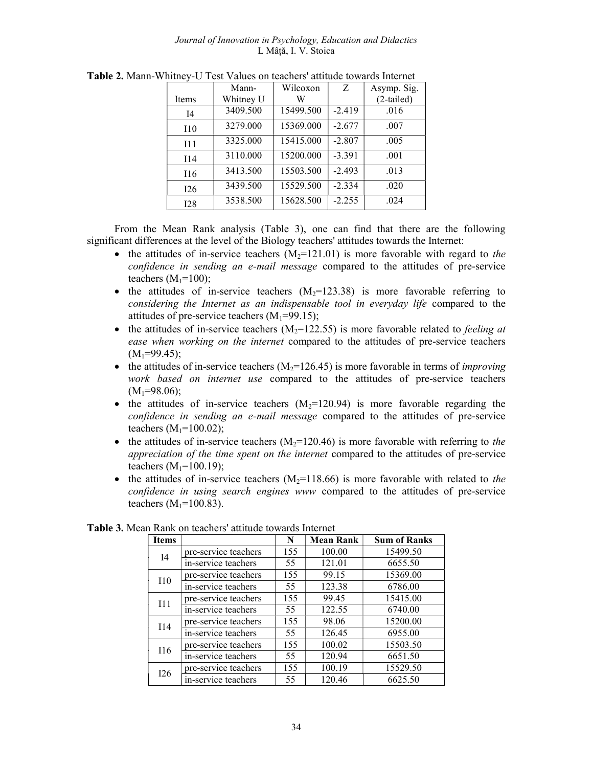**Table 2.** Mann-Whitney-U Test Values on teachers' attitude towards Internet

| Items | Mann-Whitney U | Wilcoxon W | Z | Asymp. Sig. (2-tailed) |
|---|---|---|---|---|
| I4 | 3409.500 | 15499.500 | -2.419 | .016 |
| I10 | 3279.000 | 15369.000 | -2.677 | .007 |
| I11 | 3325.000 | 15415.000 | -2.807 | .005 |
| I14 | 3110.000 | 15200.000 | -3.391 | .001 |
| I16 | 3413.500 | 15503.500 | -2.493 | .013 |
| I26 | 3439.500 | 15529.500 | -2.334 | .020 |
| I28 | 3538.500 | 15628.500 | -2.255 | .024 |

From the Mean Rank analysis (Table 3), one can find that there are the following significant differences at the level of the Biology teachers' attitudes towards the Internet:

- the attitudes of in-service teachers ($M_2$=121.01) is more favorable with regard to *the confidence in sending an e-mail message* compared to the attitudes of pre-service teachers ($M_1$=100);
- the attitudes of in-service teachers ($M_2$=123.38) is more favorable referring to *considering the Internet as an indispensable tool in everyday life* compared to the attitudes of pre-service teachers ($M_1$=99.15);
- the attitudes of in-service teachers ($M_2$=122.55) is more favorable related to *feeling at ease when working on the internet* compared to the attitudes of pre-service teachers ($M_1$=99.45);
- the attitudes of in-service teachers ($M_2$=126.45) is more favorable in terms of *improving work based on internet use* compared to the attitudes of pre-service teachers ($M_1$=98.06);
- the attitudes of in-service teachers ($M_2$=120.94) is more favorable regarding the *confidence in sending an e-mail message* compared to the attitudes of pre-service teachers ($M_1$=100.02);
- the attitudes of in-service teachers ($M_2$=120.46) is more favorable with referring to *the appreciation of the time spent on the internet* compared to the attitudes of pre-service teachers ($M_1$=100.19);
- the attitudes of in-service teachers ($M_2$=118.66) is more favorable with related to *the confidence in using search engines www* compared to the attitudes of pre-service teachers ($M_1$=100.83).

**Table 3.** Mean Rank on teachers' attitude towards Internet

| Items | | N | Mean Rank | Sum of Ranks |
|---|---|---|---|---|
| I4 | pre-service teachers | 155 | 100.00 | 15499.50 |
| | in-service teachers | 55 | 121.01 | 6655.50 |
| I10 | pre-service teachers | 155 | 99.15 | 15369.00 |
| | in-service teachers | 55 | 123.38 | 6786.00 |
| I11 | pre-service teachers | 155 | 99.45 | 15415.00 |
| | in-service teachers | 55 | 122.55 | 6740.00 |
| I14 | pre-service teachers | 155 | 98.06 | 15200.00 |
| | in-service teachers | 55 | 126.45 | 6955.00 |
| I16 | pre-service teachers | 155 | 100.02 | 15503.50 |
| | in-service teachers | 55 | 120.94 | 6651.50 |
| I26 | pre-service teachers | 155 | 100.19 | 15529.50 |
| | in-service teachers | 55 | 120.46 | 6625.50 |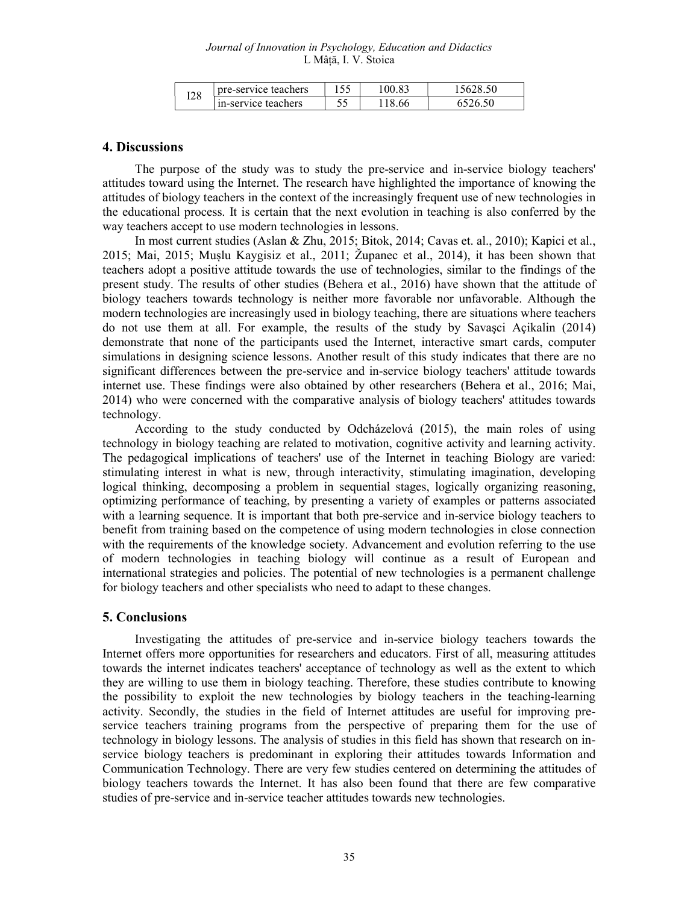| I28 | pre-service teachers | 155 | 100.83 | 15628.50 |
|---|---|---|---|---|
| | in-service teachers | 55 | 118.66 | 6526.50 |

## 4. Discussions

The purpose of the study was to study the pre-service and in-service biology teachers' attitudes toward using the Internet. The research have highlighted the importance of knowing the attitudes of biology teachers in the context of the increasingly frequent use of new technologies in the educational process. It is certain that the next evolution in teaching is also conferred by the way teachers accept to use modern technologies in lessons.

In most current studies (Aslan & Zhu, 2015; Bitok, 2014; Cavas et. al., 2010); Kapici et al., 2015; Mai, 2015; Muşlu Kaygisiz et al., 2011; Županec et al., 2014), it has been shown that teachers adopt a positive attitude towards the use of technologies, similar to the findings of the present study. The results of other studies (Behera et al., 2016) have shown that the attitude of biology teachers towards technology is neither more favorable nor unfavorable. Although the modern technologies are increasingly used in biology teaching, there are situations where teachers do not use them at all. For example, the results of the study by Savaşci Açikalin (2014) demonstrate that none of the participants used the Internet, interactive smart cards, computer simulations in designing science lessons. Another result of this study indicates that there are no significant differences between the pre-service and in-service biology teachers' attitude towards internet use. These findings were also obtained by other researchers (Behera et al., 2016; Mai, 2014) who were concerned with the comparative analysis of biology teachers' attitudes towards technology.

According to the study conducted by Odcházelová (2015), the main roles of using technology in biology teaching are related to motivation, cognitive activity and learning activity. The pedagogical implications of teachers' use of the Internet in teaching Biology are varied: stimulating interest in what is new, through interactivity, stimulating imagination, developing logical thinking, decomposing a problem in sequential stages, logically organizing reasoning, optimizing performance of teaching, by presenting a variety of examples or patterns associated with a learning sequence. It is important that both pre-service and in-service biology teachers to benefit from training based on the competence of using modern technologies in close connection with the requirements of the knowledge society. Advancement and evolution referring to the use of modern technologies in teaching biology will continue as a result of European and international strategies and policies. The potential of new technologies is a permanent challenge for biology teachers and other specialists who need to adapt to these changes.

## 5. Conclusions

Investigating the attitudes of pre-service and in-service biology teachers towards the Internet offers more opportunities for researchers and educators. First of all, measuring attitudes towards the internet indicates teachers' acceptance of technology as well as the extent to which they are willing to use them in biology teaching. Therefore, these studies contribute to knowing the possibility to exploit the new technologies by biology teachers in the teaching-learning activity. Secondly, the studies in the field of Internet attitudes are useful for improving pre-service teachers training programs from the perspective of preparing them for the use of technology in biology lessons. The analysis of studies in this field has shown that research on in-service biology teachers is predominant in exploring their attitudes towards Information and Communication Technology. There are very few studies centered on determining the attitudes of biology teachers towards the Internet. It has also been found that there are few comparative studies of pre-service and in-service teacher attitudes towards new technologies.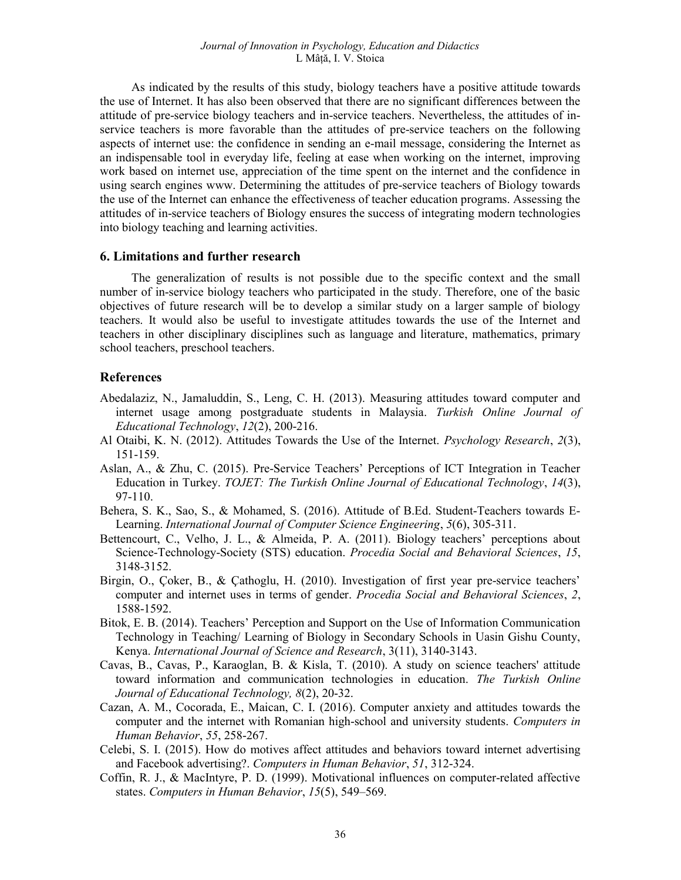As indicated by the results of this study, biology teachers have a positive attitude towards the use of Internet. It has also been observed that there are no significant differences between the attitude of pre-service biology teachers and in-service teachers. Nevertheless, the attitudes of in-service teachers is more favorable than the attitudes of pre-service teachers on the following aspects of internet use: the confidence in sending an e-mail message, considering the Internet as an indispensable tool in everyday life, feeling at ease when working on the internet, improving work based on internet use, appreciation of the time spent on the internet and the confidence in using search engines www. Determining the attitudes of pre-service teachers of Biology towards the use of the Internet can enhance the effectiveness of teacher education programs. Assessing the attitudes of in-service teachers of Biology ensures the success of integrating modern technologies into biology teaching and learning activities.

## 6. Limitations and further research

The generalization of results is not possible due to the specific context and the small number of in-service biology teachers who participated in the study. Therefore, one of the basic objectives of future research will be to develop a similar study on a larger sample of biology teachers. It would also be useful to investigate attitudes towards the use of the Internet and teachers in other disciplinary disciplines such as language and literature, mathematics, primary school teachers, preschool teachers.

## References

Abedalaziz, N., Jamaluddin, S., Leng, C. H. (2013). Measuring attitudes toward computer and internet usage among postgraduate students in Malaysia. *Turkish Online Journal of Educational Technology*, *12*(2), 200-216.

Al Otaibi, K. N. (2012). Attitudes Towards the Use of the Internet. *Psychology Research*, *2*(3), 151-159.

Aslan, A., & Zhu, C. (2015). Pre-Service Teachers' Perceptions of ICT Integration in Teacher Education in Turkey. *TOJET: The Turkish Online Journal of Educational Technology*, *14*(3), 97-110.

Behera, S. K., Sao, S., & Mohamed, S. (2016). Attitude of B.Ed. Student-Teachers towards E-Learning. *International Journal of Computer Science Engineering*, *5*(6), 305-311.

Bettencourt, C., Velho, J. L., & Almeida, P. A. (2011). Biology teachers' perceptions about Science-Technology-Society (STS) education. *Procedia Social and Behavioral Sciences*, *15*, 3148-3152.

Birgin, O., Çoker, B., & Çathoglu, H. (2010). Investigation of first year pre-service teachers' computer and internet uses in terms of gender. *Procedia Social and Behavioral Sciences*, *2*, 1588-1592.

Bitok, E. B. (2014). Teachers' Perception and Support on the Use of Information Communication Technology in Teaching/ Learning of Biology in Secondary Schools in Uasin Gishu County, Kenya. *International Journal of Science and Research*, 3(11), 3140-3143.

Cavas, B., Cavas, P., Karaoglan, B. & Kisla, T. (2010). A study on science teachers' attitude toward information and communication technologies in education. *The Turkish Online Journal of Educational Technology, 8*(2), 20-32.

Cazan, A. M., Cocorada, E., Maican, C. I. (2016). Computer anxiety and attitudes towards the computer and the internet with Romanian high-school and university students. *Computers in Human Behavior*, *55*, 258-267.

Celebi, S. I. (2015). How do motives affect attitudes and behaviors toward internet advertising and Facebook advertising?. *Computers in Human Behavior*, *51*, 312-324.

Coffin, R. J., & MacIntyre, P. D. (1999). Motivational influences on computer-related affective states. *Computers in Human Behavior*, *15*(5), 549–569.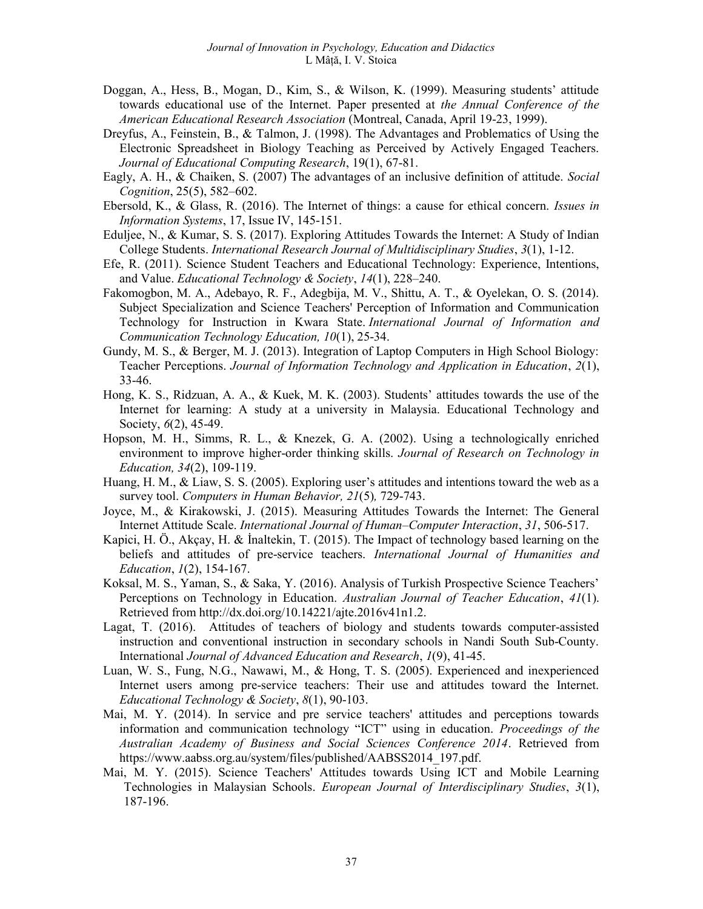Doggan, A., Hess, B., Mogan, D., Kim, S., & Wilson, K. (1999). Measuring students' attitude towards educational use of the Internet. Paper presented at *the Annual Conference of the American Educational Research Association* (Montreal, Canada, April 19-23, 1999).

Dreyfus, A., Feinstein, B., & Talmon, J. (1998). The Advantages and Problematics of Using the Electronic Spreadsheet in Biology Teaching as Perceived by Actively Engaged Teachers. *Journal of Educational Computing Research*, 19(1), 67-81.

Eagly, A. H., & Chaiken, S. (2007) The advantages of an inclusive definition of attitude. *Social Cognition*, 25(5), 582–602.

Ebersold, K., & Glass, R. (2016). The Internet of things: a cause for ethical concern. *Issues in Information Systems*, 17, Issue IV, 145-151.

Eduljee, N., & Kumar, S. S. (2017). Exploring Attitudes Towards the Internet: A Study of Indian College Students. *International Research Journal of Multidisciplinary Studies*, *3*(1), 1-12.

Efe, R. (2011). Science Student Teachers and Educational Technology: Experience, Intentions, and Value. *Educational Technology & Society*, *14*(1), 228–240.

Fakomogbon, M. A., Adebayo, R. F., Adegbija, M. V., Shittu, A. T., & Oyelekan, O. S. (2014). Subject Specialization and Science Teachers' Perception of Information and Communication Technology for Instruction in Kwara State. *International Journal of Information and Communication Technology Education, 10*(1), 25-34.

Gundy, M. S., & Berger, M. J. (2013). Integration of Laptop Computers in High School Biology: Teacher Perceptions. *Journal of Information Technology and Application in Education*, *2*(1), 33-46.

Hong, K. S., Ridzuan, A. A., & Kuek, M. K. (2003). Students' attitudes towards the use of the Internet for learning: A study at a university in Malaysia. Educational Technology and Society, *6*(2), 45-49.

Hopson, M. H., Simms, R. L., & Knezek, G. A. (2002). Using a technologically enriched environment to improve higher-order thinking skills. *Journal of Research on Technology in Education, 34*(2), 109-119.

Huang, H. M., & Liaw, S. S. (2005). Exploring user's attitudes and intentions toward the web as a survey tool. *Computers in Human Behavior, 21*(5)*,* 729-743.

Joyce, M., & Kirakowski, J. (2015). Measuring Attitudes Towards the Internet: The General Internet Attitude Scale. *International Journal of Human–Computer Interaction*, *31*, 506-517.

Kapici, H. Ö., Akçay, H. & İnaltekin, T. (2015). The Impact of technology based learning on the beliefs and attitudes of pre-service teachers. *International Journal of Humanities and Education*, *1*(2), 154-167.

Koksal, M. S., Yaman, S., & Saka, Y. (2016). Analysis of Turkish Prospective Science Teachers' Perceptions on Technology in Education. *Australian Journal of Teacher Education*, *41*(1). Retrieved from http://dx.doi.org/10.14221/ajte.2016v41n1.2.

Lagat, T. (2016). Attitudes of teachers of biology and students towards computer-assisted instruction and conventional instruction in secondary schools in Nandi South Sub-County. International *Journal of Advanced Education and Research*, *1*(9), 41-45.

Luan, W. S., Fung, N.G., Nawawi, M., & Hong, T. S. (2005). Experienced and inexperienced Internet users among pre-service teachers: Their use and attitudes toward the Internet. *Educational Technology & Society*, *8*(1), 90-103.

Mai, M. Y. (2014). In service and pre service teachers' attitudes and perceptions towards information and communication technology "ICT" using in education. *Proceedings of the Australian Academy of Business and Social Sciences Conference 2014*. Retrieved from https://www.aabss.org.au/system/files/published/AABSS2014_197.pdf.

Mai, M. Y. (2015). Science Teachers' Attitudes towards Using ICT and Mobile Learning Technologies in Malaysian Schools. *European Journal of Interdisciplinary Studies*, *3*(1), 187-196.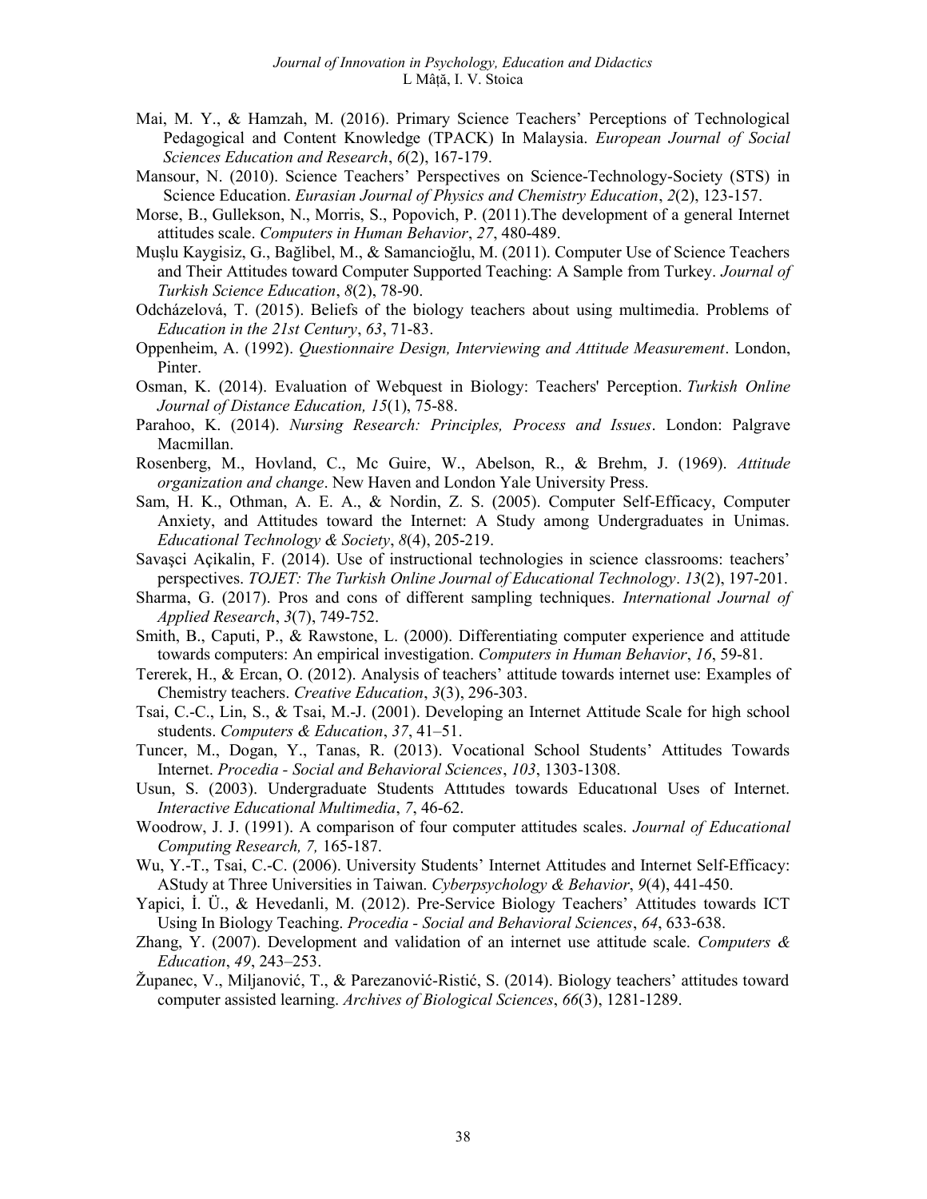Mai, M. Y., & Hamzah, M. (2016). Primary Science Teachers' Perceptions of Technological Pedagogical and Content Knowledge (TPACK) In Malaysia. *European Journal of Social Sciences Education and Research*, *6*(2), 167-179.

Mansour, N. (2010). Science Teachers' Perspectives on Science-Technology-Society (STS) in Science Education. *Eurasian Journal of Physics and Chemistry Education*, *2*(2), 123-157.

Morse, B., Gullekson, N., Morris, S., Popovich, P. (2011).The development of a general Internet attitudes scale. *Computers in Human Behavior*, *27*, 480-489.

Muşlu Kaygisiz, G., Bağlibel, M., & Samancioğlu, M. (2011). Computer Use of Science Teachers and Their Attitudes toward Computer Supported Teaching: A Sample from Turkey. *Journal of Turkish Science Education*, *8*(2), 78-90.

Odcházelová, T. (2015). Beliefs of the biology teachers about using multimedia. Problems of *Education in the 21st Century*, *63*, 71-83.

Oppenheim, A. (1992). *Questionnaire Design, Interviewing and Attitude Measurement*. London, Pinter.

Osman, K. (2014). Evaluation of Webquest in Biology: Teachers' Perception. *Turkish Online Journal of Distance Education, 15*(1), 75-88.

Parahoo, K. (2014). *Nursing Research: Principles, Process and Issues*. London: Palgrave Macmillan.

Rosenberg, M., Hovland, C., Mc Guire, W., Abelson, R., & Brehm, J. (1969). *Attitude organization and change*. New Haven and London Yale University Press.

Sam, H. K., Othman, A. E. A., & Nordin, Z. S. (2005). Computer Self-Efficacy, Computer Anxiety, and Attitudes toward the Internet: A Study among Undergraduates in Unimas. *Educational Technology & Society*, *8*(4), 205-219.

Savaşci Açikalin, F. (2014). Use of instructional technologies in science classrooms: teachers' perspectives. *TOJET: The Turkish Online Journal of Educational Technology*. *13*(2), 197-201.

Sharma, G. (2017). Pros and cons of different sampling techniques. *International Journal of Applied Research*, *3*(7), 749-752.

Smith, B., Caputi, P., & Rawstone, L. (2000). Differentiating computer experience and attitude towards computers: An empirical investigation. *Computers in Human Behavior*, *16*, 59-81.

Tererek, H., & Ercan, O. (2012). Analysis of teachers' attitude towards internet use: Examples of Chemistry teachers. *Creative Education*, *3*(3), 296-303.

Tsai, C.-C., Lin, S., & Tsai, M.-J. (2001). Developing an Internet Attitude Scale for high school students. *Computers & Education*, *37*, 41–51.

Tuncer, M., Dogan, Y., Tanas, R. (2013). Vocational School Students' Attitudes Towards Internet. *Procedia - Social and Behavioral Sciences*, *103*, 1303-1308.

Usun, S. (2003). Undergraduate Students Attıtudes towards Educatıonal Uses of Internet. *Interactive Educational Multimedia*, *7*, 46-62.

Woodrow, J. J. (1991). A comparison of four computer attitudes scales. *Journal of Educational Computing Research, 7,* 165-187.

Wu, Y.-T., Tsai, C.-C. (2006). University Students' Internet Attitudes and Internet Self-Efficacy: AStudy at Three Universities in Taiwan. *Cyberpsychology & Behavior*, *9*(4), 441-450.

Yapici, İ. Ü., & Hevedanli, M. (2012). Pre-Service Biology Teachers' Attitudes towards ICT Using In Biology Teaching. *Procedia - Social and Behavioral Sciences*, *64*, 633-638.

Zhang, Y. (2007). Development and validation of an internet use attitude scale. *Computers & Education*, *49*, 243–253.

Županec, V., Miljanović, T., & Parezanović-Ristić, S. (2014). Biology teachers' attitudes toward computer assisted learning. *Archives of Biological Sciences*, *66*(3), 1281-1289.